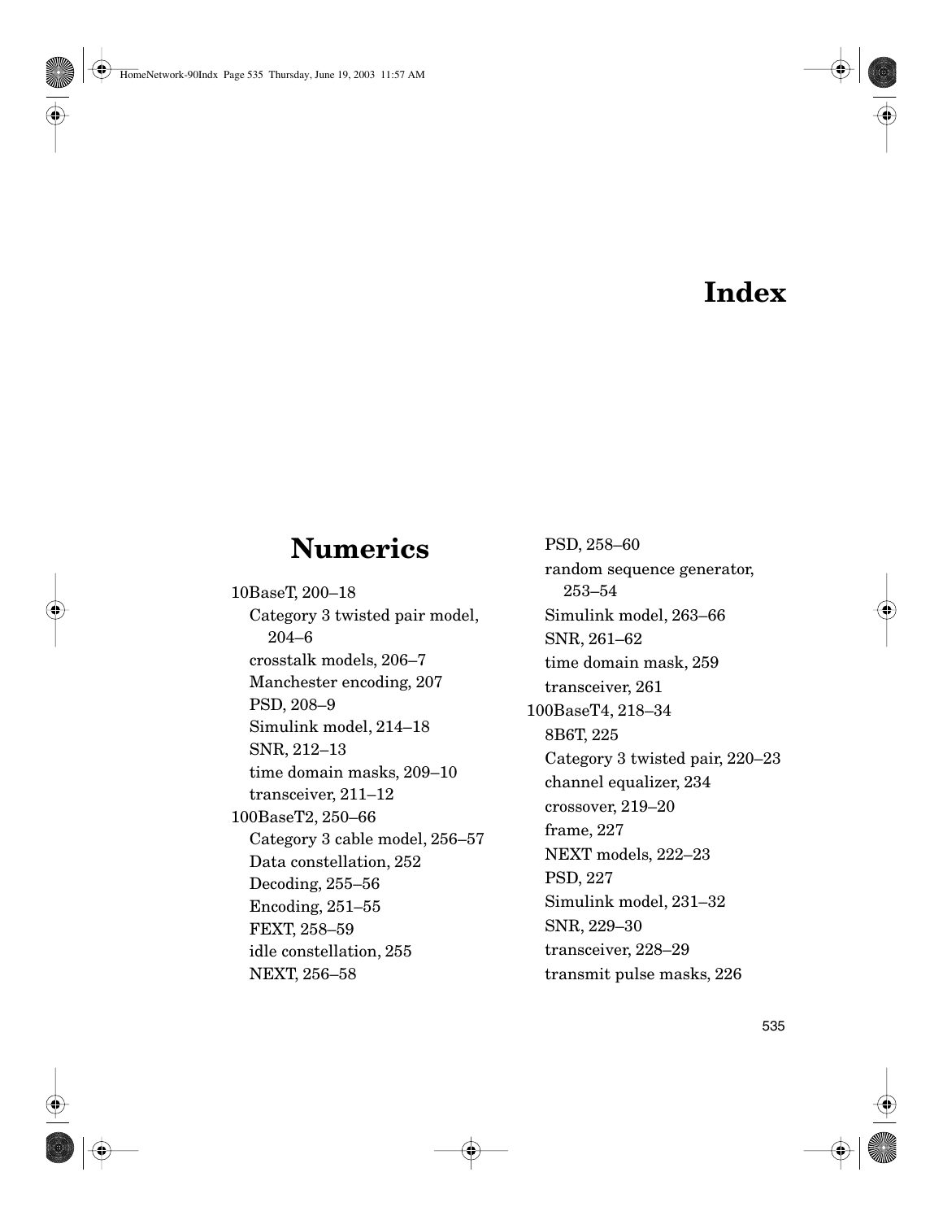# Index

## Numerics

10BaseT, 200–18
  Category 3 twisted pair model, 204–6
  crosstalk models, 206–7
  Manchester encoding, 207
  PSD, 208–9
  Simulink model, 214–18
  SNR, 212–13
  time domain masks, 209–10
  transceiver, 211–12
100BaseT2, 250–66
  Category 3 cable model, 256–57
  Data constellation, 252
  Decoding, 255–56
  Encoding, 251–55
  FEXT, 258–59
  idle constellation, 255
  NEXT, 256–58
  PSD, 258–60
  random sequence generator, 253–54
  Simulink model, 263–66
  SNR, 261–62
  time domain mask, 259
  transceiver, 261
100BaseT4, 218–34
  8B6T, 225
  Category 3 twisted pair, 220–23
  channel equalizer, 234
  crossover, 219–20
  frame, 227
  NEXT models, 222–23
  PSD, 227
  Simulink model, 231–32
  SNR, 229–30
  transceiver, 228–29
  transmit pulse masks, 226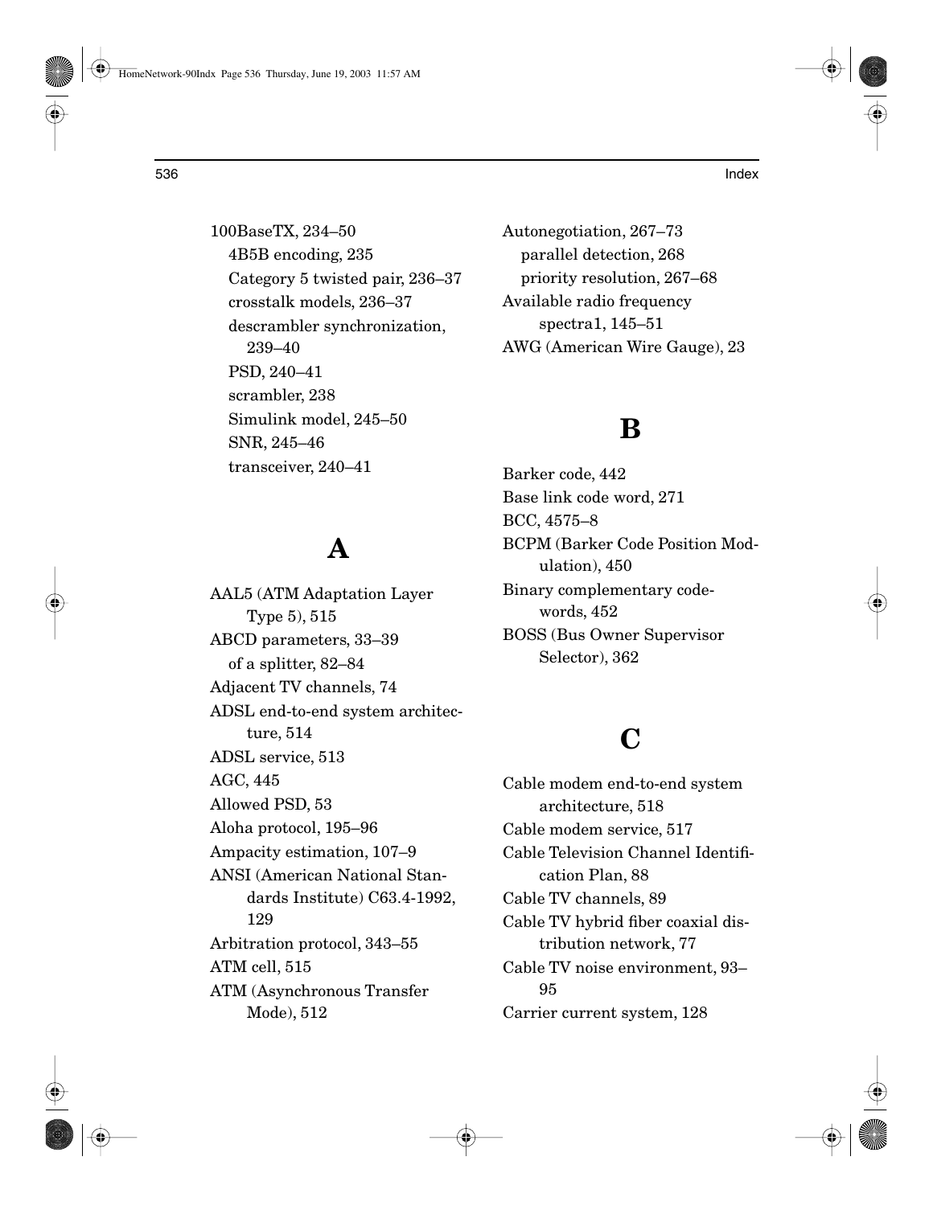100BaseTX, 234–50
- 4B5B encoding, 235
- Category 5 twisted pair, 236–37
- crosstalk models, 236–37
- descrambler synchronization, 239–40
- PSD, 240–41
- scrambler, 238
- Simulink model, 245–50
- SNR, 245–46
- transceiver, 240–41

## A

AAL5 (ATM Adaptation Layer Type 5), 515
ABCD parameters, 33–39
- of a splitter, 82–84

Adjacent TV channels, 74
ADSL end-to-end system architecture, 514
ADSL service, 513
AGC, 445
Allowed PSD, 53
Aloha protocol, 195–96
Ampacity estimation, 107–9
ANSI (American National Standards Institute) C63.4-1992, 129
Arbitration protocol, 343–55
ATM cell, 515
ATM (Asynchronous Transfer Mode), 512
Autonegotiation, 267–73
- parallel detection, 268
- priority resolution, 267–68

Available radio frequency spectra1, 145–51
AWG (American Wire Gauge), 23

## B

Barker code, 442
Base link code word, 271
BCC, 4575–8
BCPM (Barker Code Position Modulation), 450
Binary complementary codewords, 452
BOSS (Bus Owner Supervisor Selector), 362

## C

Cable modem end-to-end system architecture, 518
Cable modem service, 517
Cable Television Channel Identification Plan, 88
Cable TV channels, 89
Cable TV hybrid fiber coaxial distribution network, 77
Cable TV noise environment, 93–95
Carrier current system, 128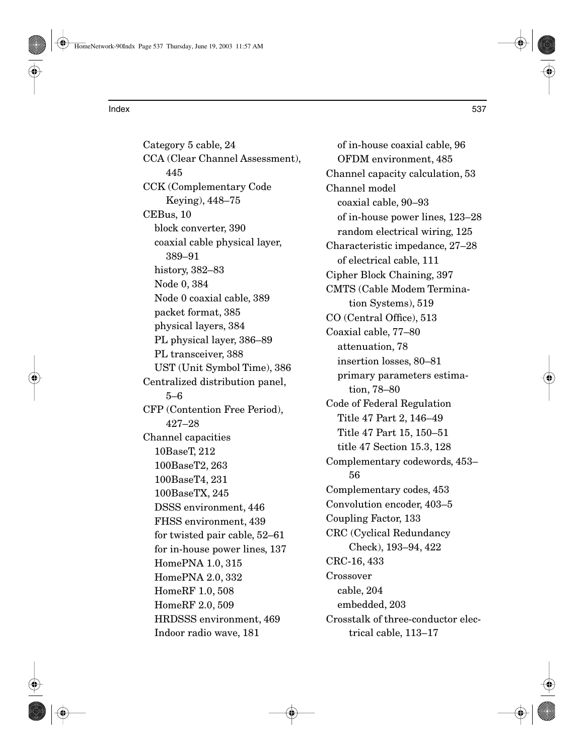Category 5 cable, 24
CCA (Clear Channel Assessment), 445
CCK (Complementary Code Keying), 448–75
CEBus, 10
 block converter, 390
 coaxial cable physical layer, 389–91
 history, 382–83
 Node 0, 384
 Node 0 coaxial cable, 389
 packet format, 385
 physical layers, 384
 PL physical layer, 386–89
 PL transceiver, 388
 UST (Unit Symbol Time), 386
Centralized distribution panel, 5–6
CFP (Contention Free Period), 427–28
Channel capacities
 10BaseT, 212
 100BaseT2, 263
 100BaseT4, 231
 100BaseTX, 245
 DSSS environment, 446
 FHSS environment, 439
 for twisted pair cable, 52–61
 for in-house power lines, 137
 HomePNA 1.0, 315
 HomePNA 2.0, 332
 HomeRF 1.0, 508
 HomeRF 2.0, 509
 HRDSSS environment, 469
 Indoor radio wave, 181
 of in-house coaxial cable, 96
 OFDM environment, 485
Channel capacity calculation, 53
Channel model
 coaxial cable, 90–93
 of in-house power lines, 123–28
 random electrical wiring, 125
Characteristic impedance, 27–28
 of electrical cable, 111
Cipher Block Chaining, 397
CMTS (Cable Modem Termination Systems), 519
CO (Central Office), 513
Coaxial cable, 77–80
 attenuation, 78
 insertion losses, 80–81
 primary parameters estimation, 78–80
Code of Federal Regulation
 Title 47 Part 2, 146–49
 Title 47 Part 15, 150–51
 title 47 Section 15.3, 128
Complementary codewords, 453–56
Complementary codes, 453
Convolution encoder, 403–5
Coupling Factor, 133
CRC (Cyclical Redundancy Check), 193–94, 422
CRC-16, 433
Crossover
 cable, 204
 embedded, 203
Crosstalk of three-conductor electrical cable, 113–17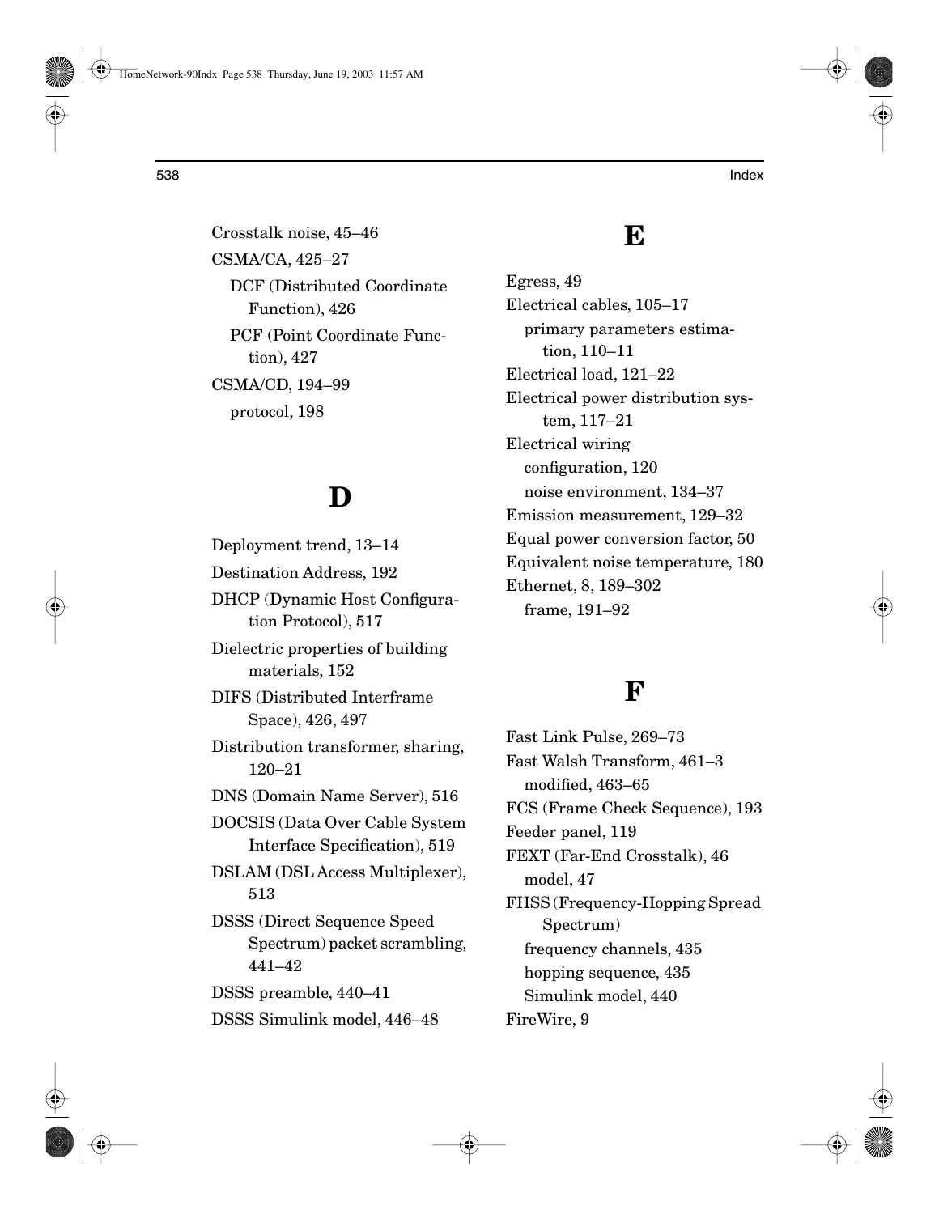Crosstalk noise, 45–46

CSMA/CA, 425–27

- DCF (Distributed Coordinate Function), 426
- PCF (Point Coordinate Function), 427

CSMA/CD, 194–99

- protocol, 198

# D

Deployment trend, 13–14

Destination Address, 192

DHCP (Dynamic Host Configuration Protocol), 517

Dielectric properties of building materials, 152

DIFS (Distributed Interframe Space), 426, 497

Distribution transformer, sharing, 120–21

DNS (Domain Name Server), 516

DOCSIS (Data Over Cable System Interface Specification), 519

DSLAM (DSL Access Multiplexer), 513

DSSS (Direct Sequence Speed Spectrum) packet scrambling, 441–42

DSSS preamble, 440–41

DSSS Simulink model, 446–48

# E

Egress, 49

Electrical cables, 105–17

- primary parameters estimation, 110–11

Electrical load, 121–22

Electrical power distribution system, 117–21

Electrical wiring

- configuration, 120
- noise environment, 134–37

Emission measurement, 129–32

Equal power conversion factor, 50

Equivalent noise temperature, 180

Ethernet, 8, 189–302

- frame, 191–92

# F

Fast Link Pulse, 269–73

Fast Walsh Transform, 461–3

- modified, 463–65

FCS (Frame Check Sequence), 193

Feeder panel, 119

FEXT (Far-End Crosstalk), 46

- model, 47

FHSS (Frequency-Hopping Spread Spectrum)

- frequency channels, 435
- hopping sequence, 435
- Simulink model, 440

FireWire, 9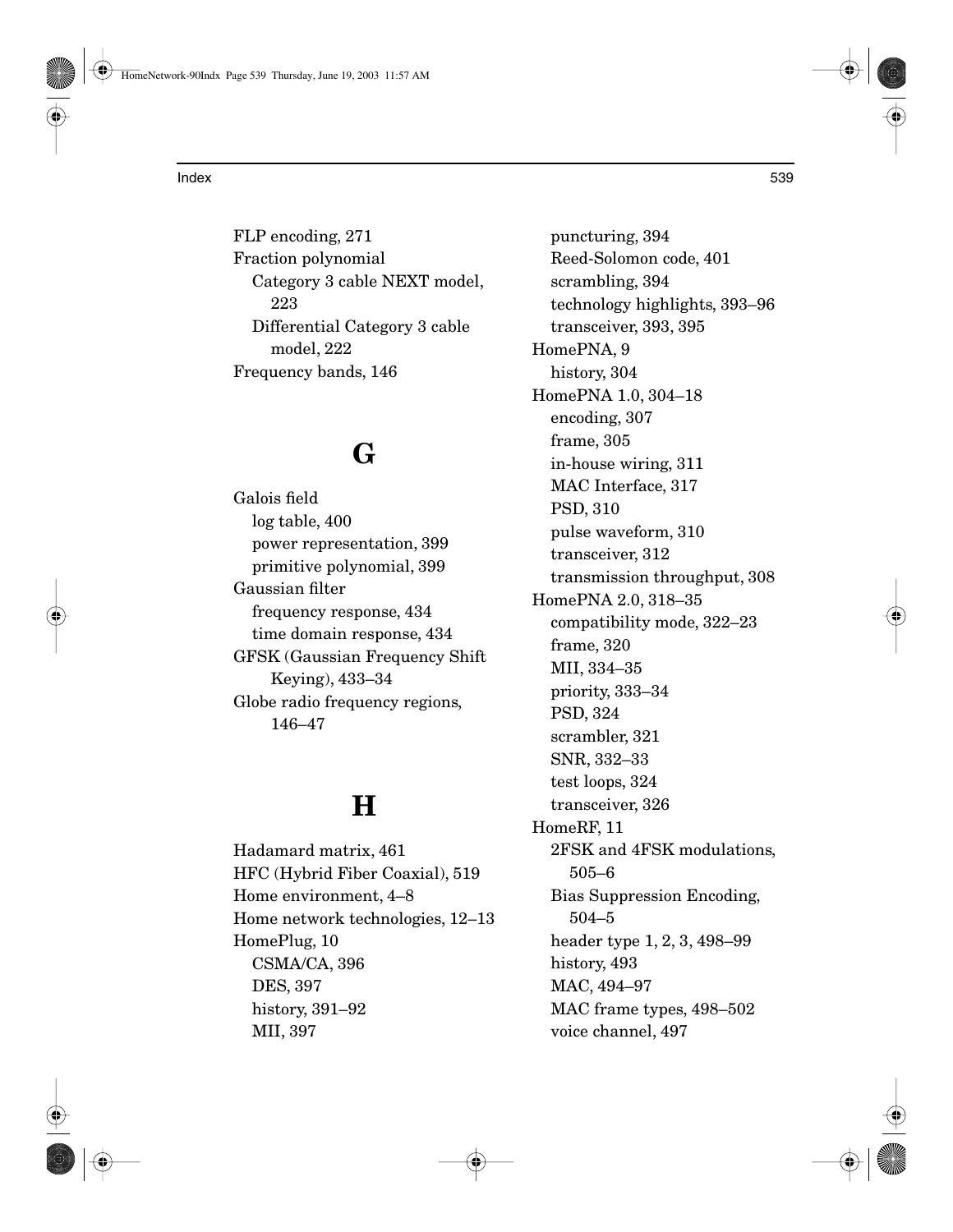FLP encoding, 271
Fraction polynomial
  Category 3 cable NEXT model, 223
  Differential Category 3 cable model, 222
Frequency bands, 146

# G

Galois field
  log table, 400
  power representation, 399
  primitive polynomial, 399
Gaussian filter
  frequency response, 434
  time domain response, 434
GFSK (Gaussian Frequency Shift Keying), 433–34
Globe radio frequency regions, 146–47

# H

Hadamard matrix, 461
HFC (Hybrid Fiber Coaxial), 519
Home environment, 4–8
Home network technologies, 12–13
HomePlug, 10
  CSMA/CA, 396
  DES, 397
  history, 391–92
  MII, 397
  puncturing, 394
  Reed-Solomon code, 401
  scrambling, 394
  technology highlights, 393–96
  transceiver, 393, 395
HomePNA, 9
  history, 304
HomePNA 1.0, 304–18
  encoding, 307
  frame, 305
  in-house wiring, 311
  MAC Interface, 317
  PSD, 310
  pulse waveform, 310
  transceiver, 312
  transmission throughput, 308
HomePNA 2.0, 318–35
  compatibility mode, 322–23
  frame, 320
  MII, 334–35
  priority, 333–34
  PSD, 324
  scrambler, 321
  SNR, 332–33
  test loops, 324
  transceiver, 326
HomeRF, 11
  2FSK and 4FSK modulations, 505–6
  Bias Suppression Encoding, 504–5
  header type 1, 2, 3, 498–99
  history, 493
  MAC, 494–97
  MAC frame types, 498–502
  voice channel, 497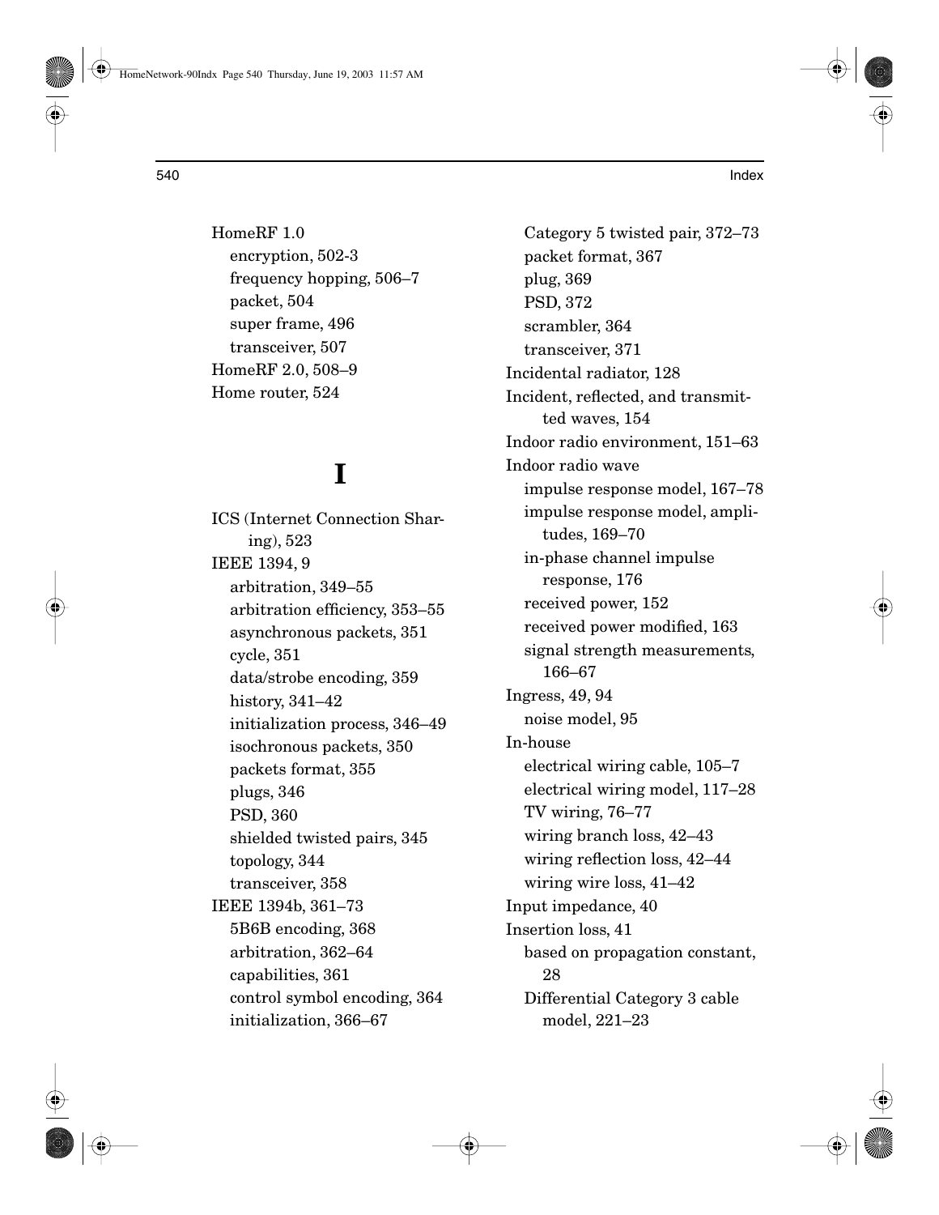HomeRF 1.0
- encryption, 502-3
- frequency hopping, 506–7
- packet, 504
- super frame, 496
- transceiver, 507

HomeRF 2.0, 508–9

Home router, 524

# I

ICS (Internet Connection Sharing), 523

IEEE 1394, 9
- arbitration, 349–55
- arbitration efficiency, 353–55
- asynchronous packets, 351
- cycle, 351
- data/strobe encoding, 359
- history, 341–42
- initialization process, 346–49
- isochronous packets, 350
- packets format, 355
- plugs, 346
- PSD, 360
- shielded twisted pairs, 345
- topology, 344
- transceiver, 358

IEEE 1394b, 361–73
- 5B6B encoding, 368
- arbitration, 362–64
- capabilities, 361
- control symbol encoding, 364
- initialization, 366–67
- Category 5 twisted pair, 372–73
- packet format, 367
- plug, 369
- PSD, 372
- scrambler, 364
- transceiver, 371

Incidental radiator, 128

Incident, reflected, and transmitted waves, 154

Indoor radio environment, 151–63

Indoor radio wave
- impulse response model, 167–78
- impulse response model, amplitudes, 169–70
- in-phase channel impulse response, 176
- received power, 152
- received power modified, 163
- signal strength measurements, 166–67

Ingress, 49, 94
- noise model, 95

In-house
- electrical wiring cable, 105–7
- electrical wiring model, 117–28
- TV wiring, 76–77
- wiring branch loss, 42–43
- wiring reflection loss, 42–44
- wiring wire loss, 41–42

Input impedance, 40

Insertion loss, 41
- based on propagation constant, 28
- Differential Category 3 cable model, 221–23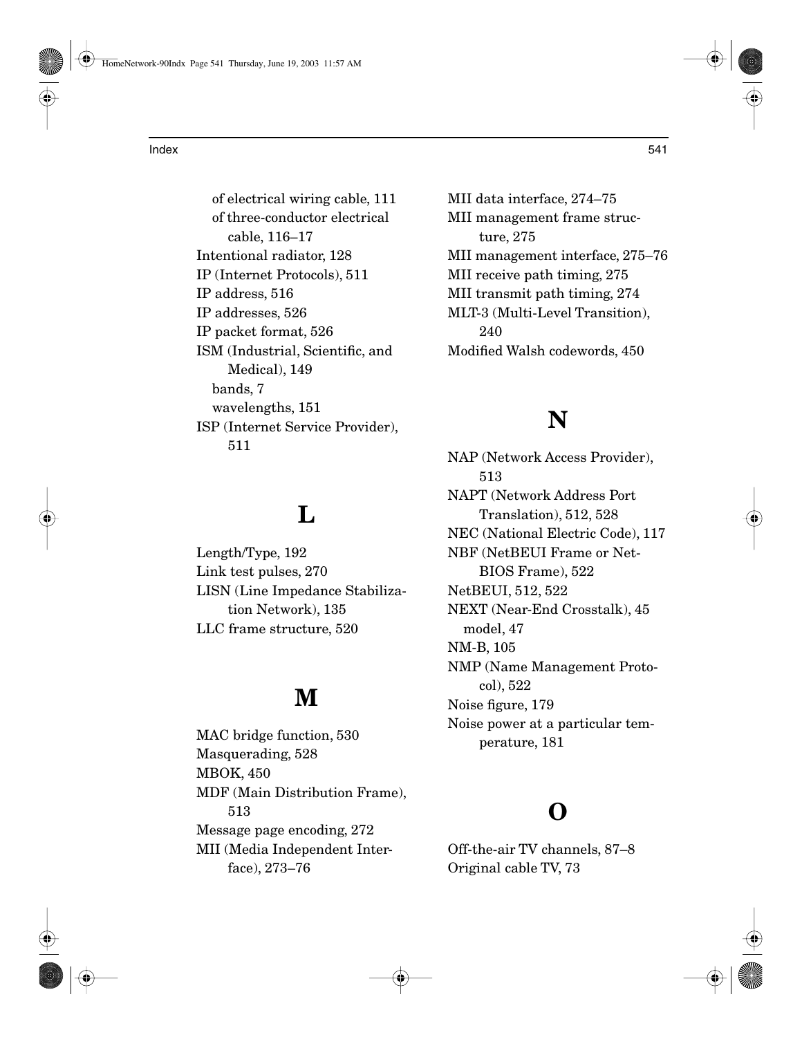of electrical wiring cable, 111
of three-conductor electrical cable, 116–17
Intentional radiator, 128
IP (Internet Protocols), 511
IP address, 516
IP addresses, 526
IP packet format, 526
ISM (Industrial, Scientific, and Medical), 149
bands, 7
wavelengths, 151
ISP (Internet Service Provider), 511

## L

Length/Type, 192
Link test pulses, 270
LISN (Line Impedance Stabilization Network), 135
LLC frame structure, 520

## M

MAC bridge function, 530
Masquerading, 528
MBOK, 450
MDF (Main Distribution Frame), 513
Message page encoding, 272
MII (Media Independent Interface), 273–76
MII data interface, 274–75
MII management frame structure, 275
MII management interface, 275–76
MII receive path timing, 275
MII transmit path timing, 274
MLT-3 (Multi-Level Transition), 240
Modified Walsh codewords, 450

## N

NAP (Network Access Provider), 513
NAPT (Network Address Port Translation), 512, 528
NEC (National Electric Code), 117
NBF (NetBEUI Frame or NetBIOS Frame), 522
NetBEUI, 512, 522
NEXT (Near-End Crosstalk), 45
model, 47
NM-B, 105
NMP (Name Management Protocol), 522
Noise figure, 179
Noise power at a particular temperature, 181

## O

Off-the-air TV channels, 87–8
Original cable TV, 73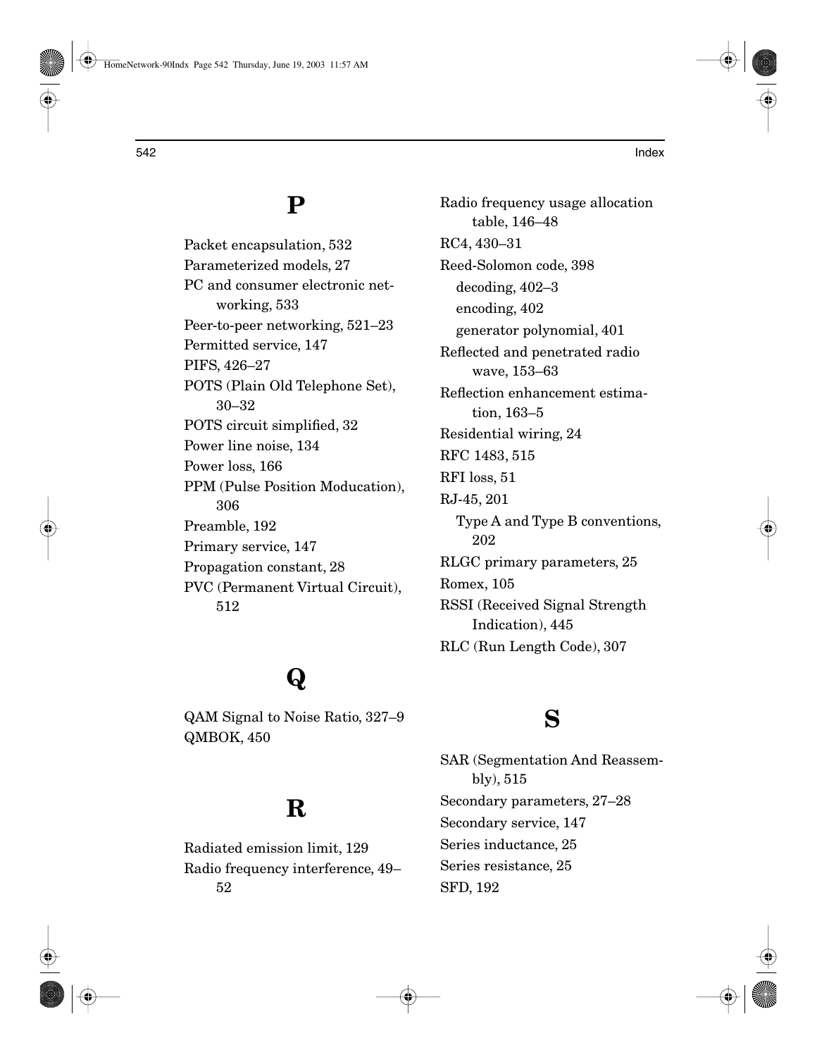# P

Packet encapsulation, 532
Parameterized models, 27
PC and consumer electronic networking, 533
Peer-to-peer networking, 521–23
Permitted service, 147
PIFS, 426–27
POTS (Plain Old Telephone Set), 30–32
POTS circuit simplified, 32
Power line noise, 134
Power loss, 166
PPM (Pulse Position Moducation), 306
Preamble, 192
Primary service, 147
Propagation constant, 28
PVC (Permanent Virtual Circuit), 512

# Q

QAM Signal to Noise Ratio, 327–9
QMBOK, 450

# R

Radiated emission limit, 129
Radio frequency interference, 49–52
Radio frequency usage allocation table, 146–48
RC4, 430–31
Reed-Solomon code, 398
- decoding, 402–3
- encoding, 402
- generator polynomial, 401

Reflected and penetrated radio wave, 153–63
Reflection enhancement estimation, 163–5
Residential wiring, 24
RFC 1483, 515
RFI loss, 51
RJ-45, 201
- Type A and Type B conventions, 202

RLGC primary parameters, 25
Romex, 105
RSSI (Received Signal Strength Indication), 445
RLC (Run Length Code), 307

# S

SAR (Segmentation And Reassembly), 515
Secondary parameters, 27–28
Secondary service, 147
Series inductance, 25
Series resistance, 25
SFD, 192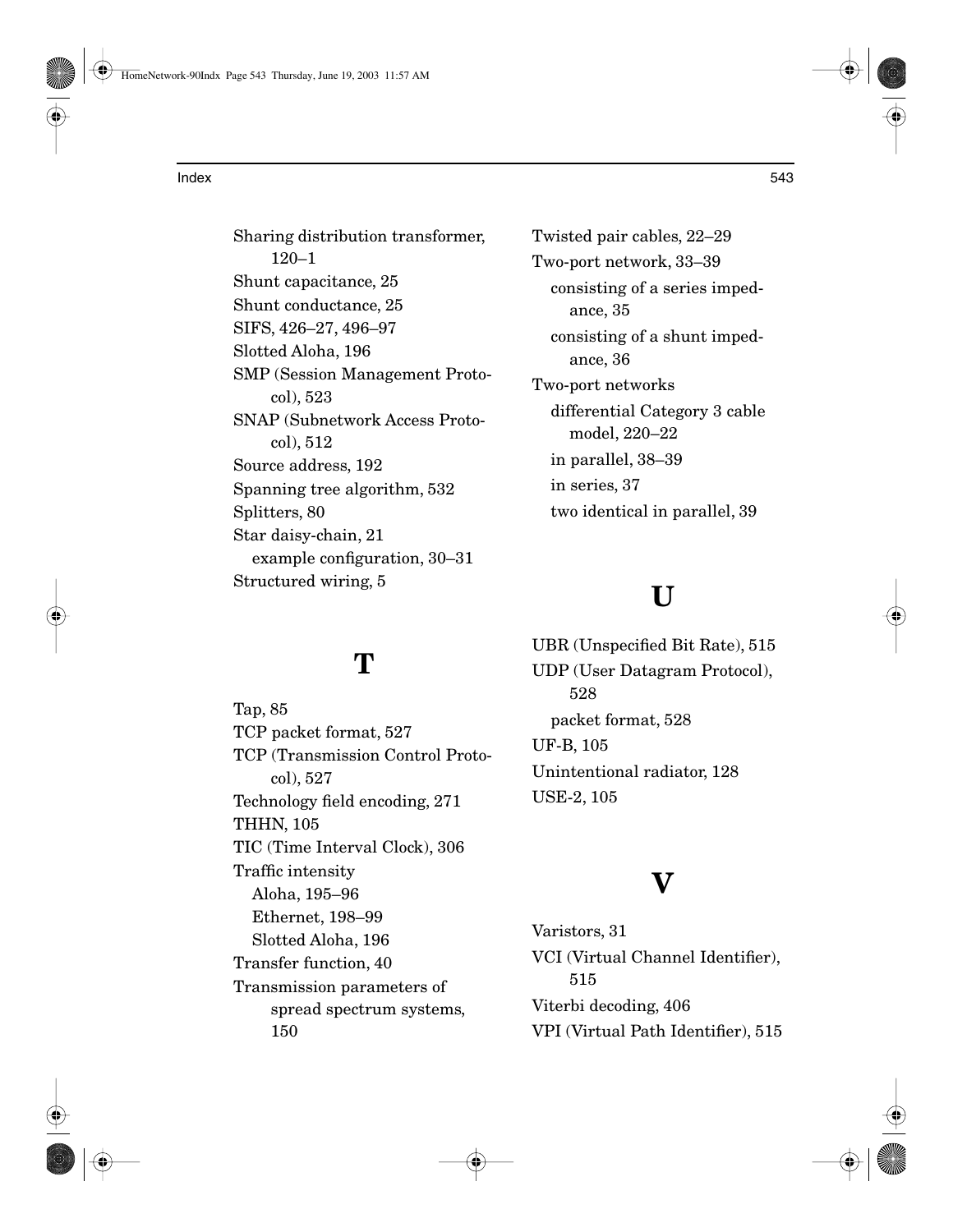Sharing distribution transformer, 120–1
Shunt capacitance, 25
Shunt conductance, 25
SIFS, 426–27, 496–97
Slotted Aloha, 196
SMP (Session Management Protocol), 523
SNAP (Subnetwork Access Protocol), 512
Source address, 192
Spanning tree algorithm, 532
Splitters, 80
Star daisy-chain, 21
  example configuration, 30–31
Structured wiring, 5

## T

Tap, 85
TCP packet format, 527
TCP (Transmission Control Protocol), 527
Technology field encoding, 271
THHN, 105
TIC (Time Interval Clock), 306
Traffic intensity
  Aloha, 195–96
  Ethernet, 198–99
  Slotted Aloha, 196
Transfer function, 40
Transmission parameters of spread spectrum systems, 150
Twisted pair cables, 22–29
Two-port network, 33–39
  consisting of a series impedance, 35
  consisting of a shunt impedance, 36
Two-port networks
  differential Category 3 cable model, 220–22
  in parallel, 38–39
  in series, 37
  two identical in parallel, 39

## U

UBR (Unspecified Bit Rate), 515
UDP (User Datagram Protocol), 528
  packet format, 528
UF-B, 105
Unintentional radiator, 128
USE-2, 105

## V

Varistors, 31
VCI (Virtual Channel Identifier), 515
Viterbi decoding, 406
VPI (Virtual Path Identifier), 515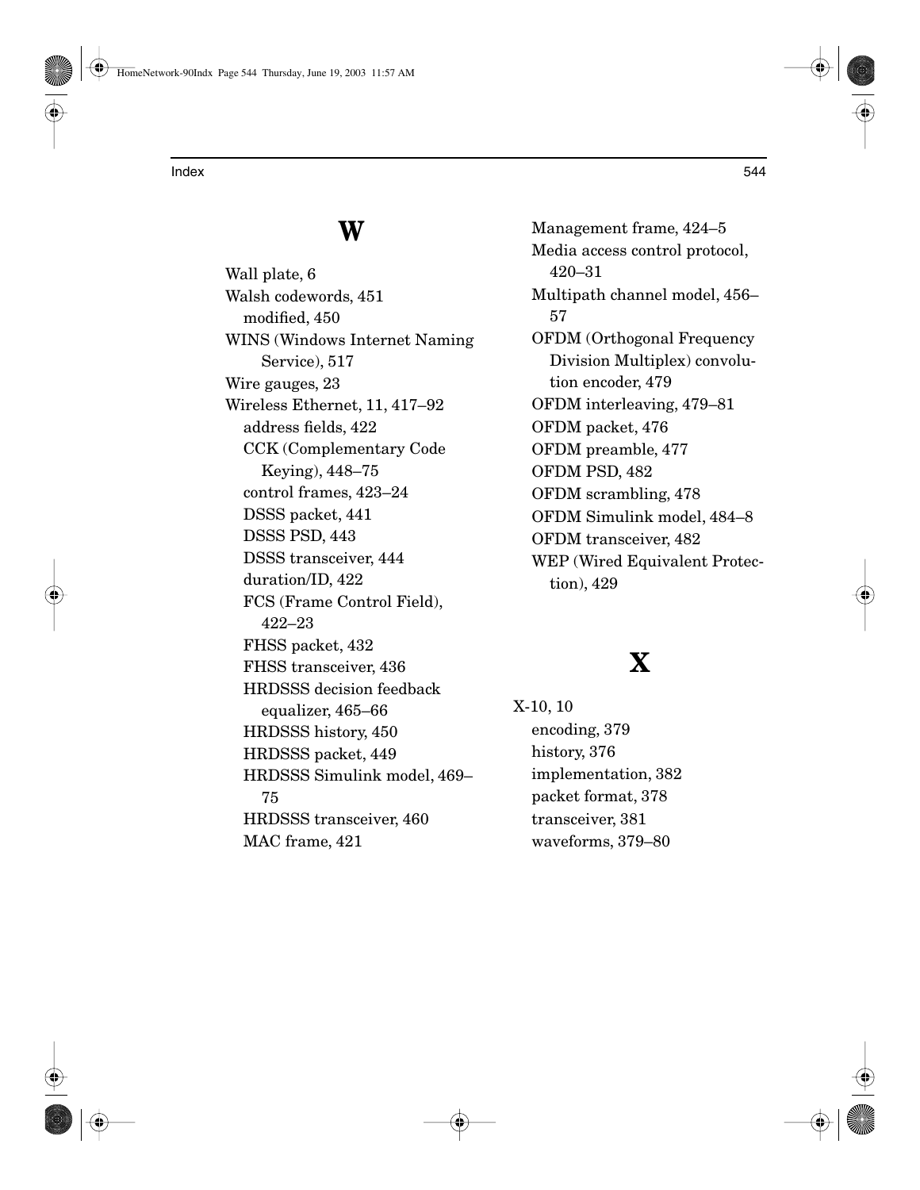## W

Wall plate, 6
Walsh codewords, 451
  modified, 450
WINS (Windows Internet Naming Service), 517
Wire gauges, 23
Wireless Ethernet, 11, 417–92
  address fields, 422
  CCK (Complementary Code Keying), 448–75
  control frames, 423–24
  DSSS packet, 441
  DSSS PSD, 443
  DSSS transceiver, 444
  duration/ID, 422
  FCS (Frame Control Field), 422–23
  FHSS packet, 432
  FHSS transceiver, 436
  HRDSSS decision feedback equalizer, 465–66
  HRDSSS history, 450
  HRDSSS packet, 449
  HRDSSS Simulink model, 469–75
  HRDSSS transceiver, 460
  MAC frame, 421
  Management frame, 424–5
  Media access control protocol, 420–31
  Multipath channel model, 456–57
  OFDM (Orthogonal Frequency Division Multiplex) convolution encoder, 479
  OFDM interleaving, 479–81
  OFDM packet, 476
  OFDM preamble, 477
  OFDM PSD, 482
  OFDM scrambling, 478
  OFDM Simulink model, 484–8
  OFDM transceiver, 482
  WEP (Wired Equivalent Protection), 429

## X

X-10, 10
  encoding, 379
  history, 376
  implementation, 382
  packet format, 378
  transceiver, 381
  waveforms, 379–80